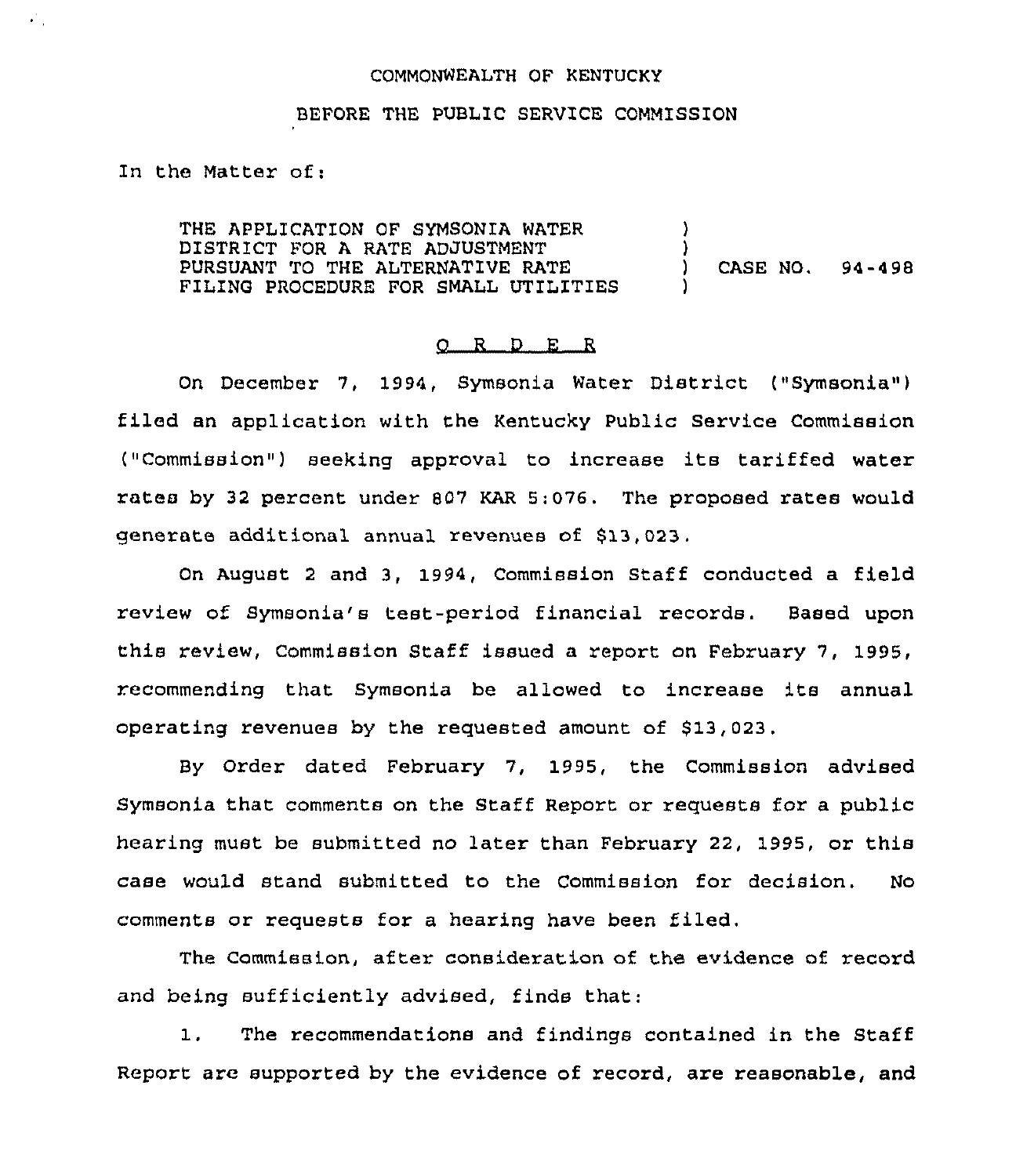COMMONWEALTH OF KENTUCKY

BEFORE THE PUBLIC SERVICE COMMISSION

In the Matter of:

THE APPLICATION OF SYMSONIA WATER DISTRICT FOR A RATE ADJUSTMENT PURSUANT TO THE ALTERNATIVE RATE FILING PROCEDURE FOR SMALL UTILITIES ) CASE NO. 94-498

# ORDER

On December 7, 1994, Symsonia Water District ("Symsonia") filed an application with the Kentucky Public Service Commission ("Commission") seeking approval to increase its tariffed water rates by 32 percent under 807 KAR 5:076. The proposed rates would generate additional annual revenues of $13,023.

On August 2 and 3, 1994, Commission Staff conducted a field review of Symsonia's test-period financial records. Based upon this review, Commission Staff issued a report on February 7, 1995, recommending that Symsonia be allowed to increase its annual operating revenues by the requested amount of $13,023.

By Order dated February 7, 1995, the Commission advised Symsonia that comments on the Staff Report or requests for a public hearing must be submitted no later than February 22, 1995, or this case would stand submitted to the Commission for decision. No comments or requests for a hearing have been filed.

The Commission, after consideration of the evidence of record and being sufficiently advised, finds that:

1. The recommendations and findings contained in the Staff Report are supported by the evidence of record, are reasonable, and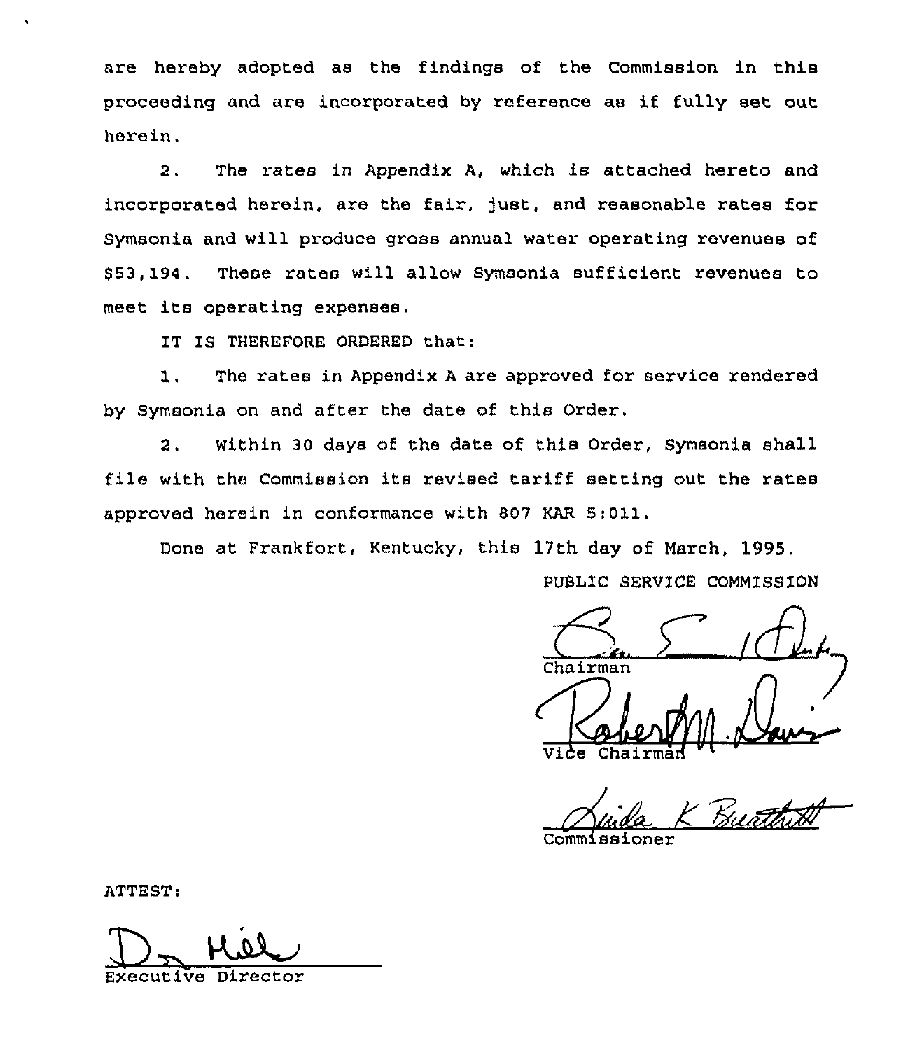are hereby adopted as the findings of the Commission in this proceeding and are incorporated by reference as if fully set out herein.

2. The rates in Appendix A, which is attached hereto and incorporated herein, are the fair, just, and reasonable rates for Symsonia and will produce gross annual water operating revenues of $53,194. These rates will allow Symsonia sufficient revenues to meet its operating expenses.

IT IS THEREFORE ORDERED that:

1. The rates in Appendix A are approved for service rendered by Symsonia on and after the date of this Order.

2. Within 30 days of the date of this Order, Symsonia shall file with the Commission its revised tariff setting out the rates approved herein in conformance with 807 KAR 5:011.

Done at Frankfort, Kentucky, this 17th day of March, 1995.

PUBLIC SERVICE COMMISSION

Chairman

Vice Chairman

Commissioner

ATTEST:

Executive Director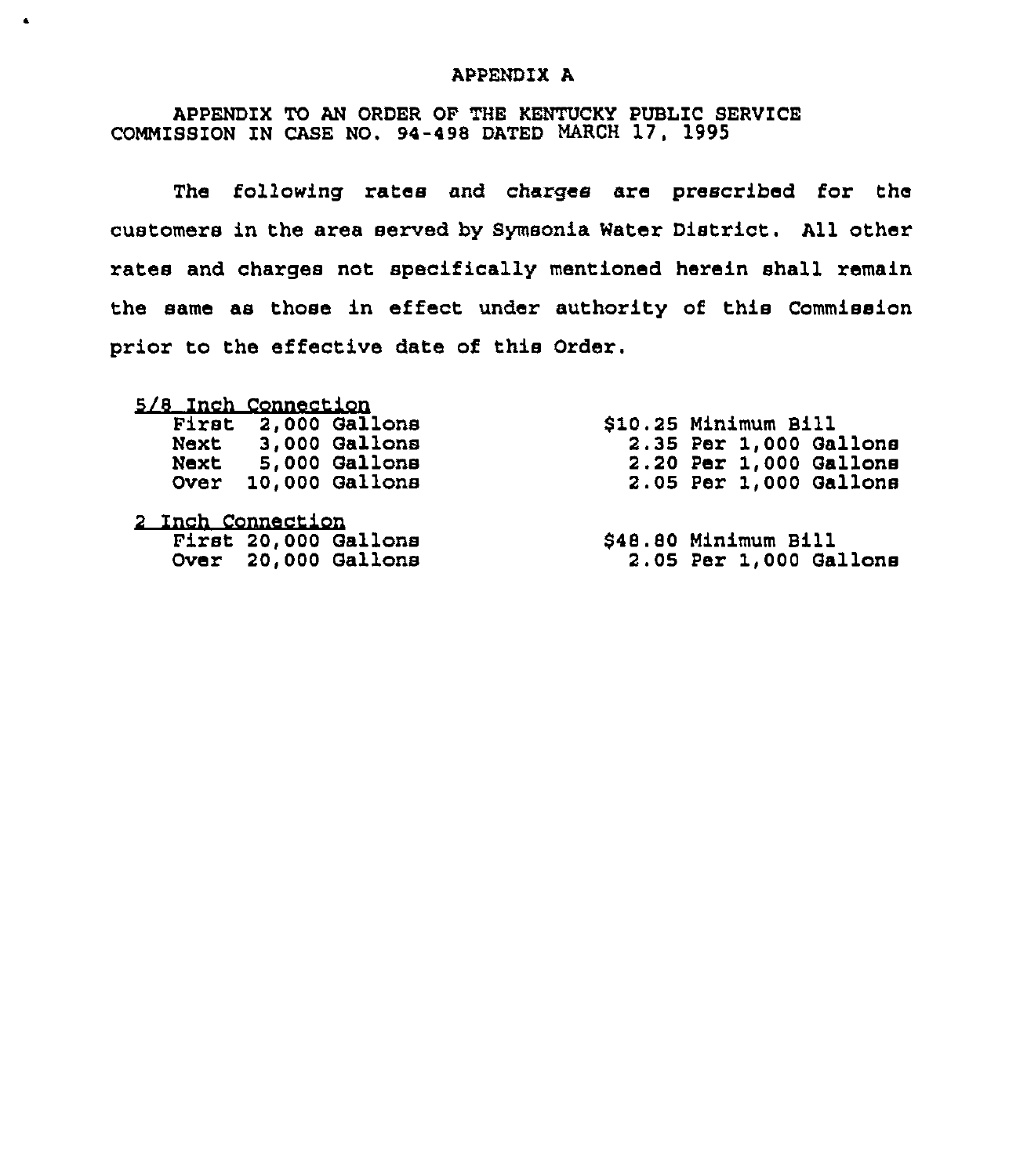# APPENDIX A

APPENDIX TO AN ORDER OF THE KENTUCKY PUBLIC SERVICE COMMISSION IN CASE NO. 94-498 DATED MARCH 17, 1995

The following rates and charges are prescribed for the customers in the area served by Symsonia Water District. All other rates and charges not specifically mentioned herein shall remain the same as those in effect under authority of this Commission prior to the effective date of this Order.

| | |
|---|---|
| <u>5/8 Inch Connection</u> | |
| First 2,000 Gallons | $10.25 Minimum Bill |
| Next 3,000 Gallons | 2.35 Per 1,000 Gallons |
| Next 5,000 Gallons | 2.20 Per 1,000 Gallons |
| Over 10,000 Gallons | 2.05 Per 1,000 Gallons |
| <u>2 Inch Connection</u> | |
| First 20,000 Gallons | $48.80 Minimum Bill |
| Over 20,000 Gallons | 2.05 Per 1,000 Gallons |